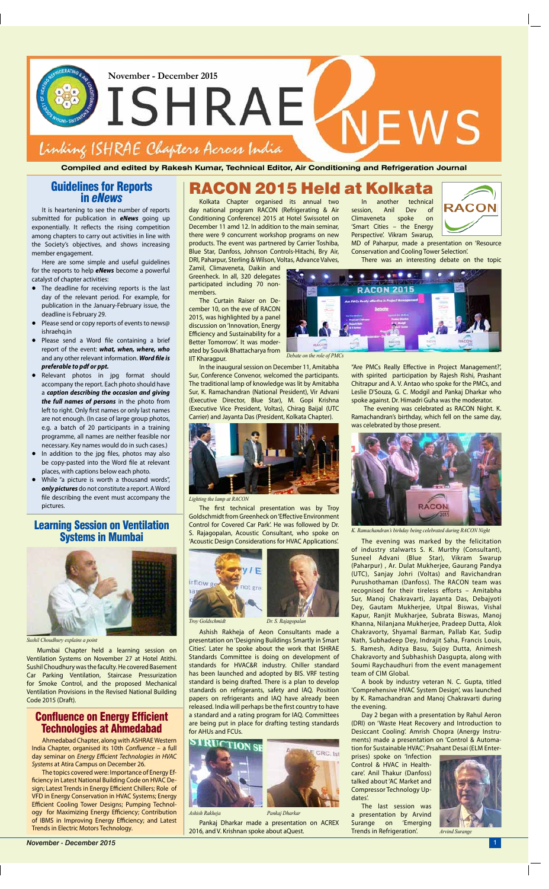November - December 2015

# ISHRAE NEWS

*Linking ISHRAE Chapters Across India*

**Compiled and edited by Rakesh Kumar, Technical Editor, Air Conditioning and Refrigeration Journal**

## Guidelines for Reports in *eNews*

It is heartening to see the number of reports submitted for publication in ***eNews*** going up exponentially. It reflects the rising competition among chapters to carry out activities in line with the Society's objectives, and shows increasing member engagement.

Here are some simple and useful guidelines for the reports to help ***eNews*** become a powerful catalyst of chapter activities:

- The deadline for receiving reports is the last day of the relevant period. For example, for publication in the January-February issue, the deadline is February 29.
- Please send or copy reports of events to news@ishraehq.in
- Please send a Word file containing a brief report of the event: ***what, when, where, who*** and any other relevant information. ***Word file is preferable to pdf or ppt.***
- Relevant photos in jpg format should accompany the report. Each photo should have a ***caption describing the occasion and giving the full names of persons*** in the photo from left to right. Only first names or only last names are not enough. (In case of large group photos, e.g. a batch of 20 participants in a training programme, all names are neither feasible nor necessary. Key names would do in such cases.)
- In addition to the jpg files, photos may also be copy-pasted into the Word file at relevant places, with captions below each photo.
- While "a picture is worth a thousand words", ***only pictures*** do not constitute a report. A Word file describing the event must accompany the pictures.

## Learning Session on Ventilation Systems in Mumbai

*Sushil Choudhury explains a point*

Mumbai Chapter held a learning session on Ventilation Systems on November 27 at Hotel Atithi. Sushil Choudhury was the faculty. He covered Basement Car Parking Ventilation, Staircase Pressurization for Smoke Control, and the proposed Mechanical Ventilation Provisions in the Revised National Building Code 2015 (Draft).

## Confluence on Energy Efficient Technologies at Ahmedabad

Ahmedabad Chapter, along with ASHRAE Western India Chapter, organised its 10th *Confluence* – a full day seminar on *Energy Efficient Technologies in HVAC Systems* at Atira Campus on December 26.

The topics covered were: Importance of Energy Efficiency in Latest National Building Code on HVAC Design; Latest Trends in Energy Efficient Chillers; Role of VFD in Energy Conservation in HVAC Systems; Energy Efficient Cooling Tower Designs; Pumping Technology for Maximizing Energy Efficiency; Contribution of IBMS in Improving Energy Efficiency; and Latest Trends in Electric Motors Technology.

# RACON 2015 Held at Kolkata

Kolkata Chapter organised its annual two day national program RACON (Refrigerating & Air Conditioning Conference) 2015 at Hotel Swissotel on December 11 amd 12. In addition to the main seminar, there were 9 concurrent workshop programs on new products. The event was partnered by Carrier Toshiba, Blue Star, Danfoss, Johnson Controls-Hitachi, Bry Air, DRI, Paharpur, Sterling & Wilson, Voltas, Advance Valves, Zamil, Climaveneta, Daikin and Greenheck. In all, 320 delegates participated including 70 non-members.

The Curtain Raiser on December 10, on the eve of RACON 2015, was highlighted by a panel discussion on 'Innovation, Energy Efficiency and Sustainability for a Better Tomorrow'. It was moderated by Souvik Bhattacharya from IIT Kharagpur.

In the inaugural session on December 11, Amitabha Sur, Conference Convenor, welcomed the participants. The traditional lamp of knowledge was lit by Amitabha Sur, K. Ramachandran (National President), Vir Advani (Executive Director, Blue Star), M. Gopi Krishna (Executive Vice President, Voltas), Chirag Baijal (UTC Carrier) and Jayanta Das (President, Kolkata Chapter).

*Lighting the lamp at RACON*

The first technical presentation was by Troy Goldschmidt from Greenheck on 'Effective Environment Control for Covered Car Park'. He was followed by Dr. S. Rajagopalan, Acoustic Consultant, who spoke on 'Acoustic Design Considerations for HVAC Applications'.

*Troy Goldschmidt* *Dr. S. Rajagopalan*

Ashish Rakheja of Aeon Consultants made a presentation on 'Designing Buildings Smartly in Smart Cities'. Later he spoke about the work that ISHRAE Standards Committee is doing on development of standards for HVAC&R industry. Chiller standard has been launched and adopted by BIS. VRF testing standard is being drafted. There is a plan to develop standards on refrigerants, safety and IAQ. Position papers on refrigerants and IAQ have already been released. India will perhaps be the first country to have a standard and a rating program for IAQ. Committees are being put in place for drafting testing standards for AHUs and FCUs.

*Ashish Rakheja* *Pankaj Dharkar*

Pankaj Dharkar made a presentation on ACREX 2016, and V. Krishnan spoke about aQuest.

In another technical session, Anil Dev of Climaveneta spoke on 'Smart Cities – the Energy Perspective'. Vikram Swarup, MD of Paharpur, made a presentation on 'Resource Conservation and Cooling Tower Selection'.

There was an interesting debate on the topic "Are PMCs Really Effective in Project Management?', with spirited participation by Rajesh Rishi, Prashant Chitrapur and A. V. Antao who spoke for the PMCs, and Leslie D'Souza, G. C. Modgil and Pankaj Dharkar who spoke against. Dr. Himadri Guha was the moderator.

*Debate on the role of PMCs*

The evening was celebrated as RACON Night. K. Ramachandran's birthday, which fell on the same day, was celebrated by those present.

*K. Ramachandran's birhday being celebrated during RACON Night*

The evening was marked by the felicitation of industry stalwarts S. K. Murthy (Consultant), Suneel Advani (Blue Star), Vikram Swarup (Paharpur) , Ar. Dulat Mukherjee, Gaurang Pandya (UTC), Sanjay Johri (Voltas) and Ravichandran Purushothaman (Danfoss). The RACON team was recognised for their tireless efforts – Amitabha Sur, Manoj Chakravarti, Jayanta Das, Debajyoti Dey, Gautam Mukherjee, Utpal Biswas, Vishal Kapur, Ranjit Mukherjee, Subrata Biswas, Manoj Khanna, Nilanjana Mukherjee, Pradeep Dutta, Alok Chakravorty, Shyamal Barman, Pallab Kar, Sudip Nath, Subhadeep Dey, Indrajit Saha, Francis Louis, S. Ramesh, Aditya Basu, Sujoy Dutta, Animesh Chakravorty and Subhashish Dasgupta, along with Soumi Raychaudhuri from the event management team of CIM Global.

A book by industry veteran N. C. Gupta, titled 'Comprehensive HVAC System Design', was launched by K. Ramachandran and Manoj Chakravarti during the evening.

Day 2 began with a presentation by Rahul Aeron (DRI) on 'Waste Heat Recovery and Introduction to Desiccant Cooling'. Amrish Chopra (Anergy Instruments) made a presentation on 'Control & Automation for Sustainable HVAC'. Prashant Desai (ELM Enterprises) spoke on 'Infection Control & HVAC in Healthcare'. Anil Thakur (Danfoss) talked about 'AC Market and Compressor Technology Updates'.

The last session was a presentation by Arvind Surange on 'Emerging Trends in Refrigeration'.

*Arvind Surange*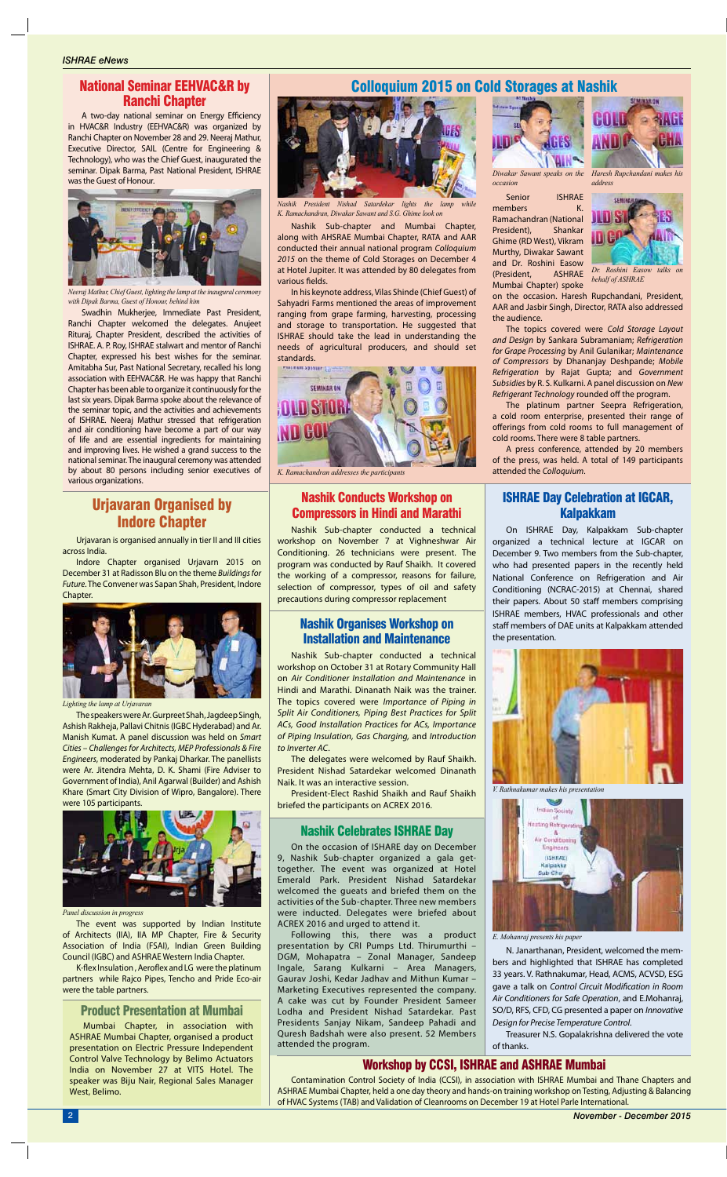## National Seminar EEHVAC&R by Ranchi Chapter

A two-day national seminar on Energy Efficiency in HVAC&R Industry (EEHVAC&R) was organized by Ranchi Chapter on November 28 and 29. Neeraj Mathur, Executive Director, SAIL (Centre for Engineering & Technology), who was the Chief Guest, inaugurated the seminar. Dipak Barma, Past National President, ISHRAE was the Guest of Honour.

*Neeraj Mathur, Chief Guest, lighting the lamp at the inaugural ceremony with Dipak Barma, Guest of Honour, behind him*

Swadhin Mukherjee, Immediate Past President, Ranchi Chapter welcomed the delegates. Anujeet Rituraj, Chapter President, described the activities of ISHRAE. A. P. Roy, ISHRAE stalwart and mentor of Ranchi Chapter, expressed his best wishes for the seminar. Amitabha Sur, Past National Secretary, recalled his long association with EEHVAC&R. He was happy that Ranchi Chapter has been able to organize it continuously for the last six years. Dipak Barma spoke about the relevance of the seminar topic, and the activities and achievements of ISHRAE. Neeraj Mathur stressed that refrigeration and air conditioning have become a part of our way of life and are essential ingredients for maintaining and improving lives. He wished a grand success to the national seminar. The inaugural ceremony was attended by about 80 persons including senior executives of various organizations.

## Urjavaran Organised by Indore Chapter

Urjavaran is organised annually in tier II and III cities across India.

Indore Chapter organised Urjavarn 2015 on December 31 at Radisson Blu on the theme *Buildings for Future*. The Convener was Sapan Shah, President, Indore Chapter.

*Lighting the lamp at Urjavaran*

The speakers were Ar. Gurpreet Shah, Jagdeep Singh, Ashish Rakheja, Pallavi Chitnis (IGBC Hyderabad) and Ar. Manish Kumat. A panel discussion was held on *Smart Cities – Challenges for Architects, MEP Professionals & Fire Engineers*, moderated by Pankaj Dharkar. The panellists were Ar. Jitendra Mehta, D. K. Shami (Fire Adviser to Government of India), Anil Agarwal (Builder) and Ashish Khare (Smart City Division of Wipro, Bangalore). There were 105 participants.

*Panel discussion in progress*

The event was supported by Indian Institute of Architects (IIA), IIA MP Chapter, Fire & Security Association of India (FSAI), Indian Green Building Council (IGBC) and ASHRAE Western India Chapter.

K-flex Insulation, Aeroflex and LG were the platinum partners while Rajco Pipes, Tencho and Pride Eco-air were the table partners.

## Product Presentation at Mumbai

Mumbai Chapter, in association with ASHRAE Mumbai Chapter, organised a product presentation on Electric Pressure Independent Control Valve Technology by Belimo Actuators India on November 27 at VITS Hotel. The speaker was Biju Nair, Regional Sales Manager West, Belimo.

## Colloquium 2015 on Cold Storages at Nashik

*Nashik President Nishad Satardekar lights the lamp while K. Ramachandran, Diwakar Sawant and S.G. Ghime look on*

Nashik Sub-chapter and Mumbai Chapter, along with AHSRAE Mumbai Chapter, RATA and AAR conducted their annual national program *Colloquium 2015* on the theme of Cold Storages on December 4 at Hotel Jupiter. It was attended by 80 delegates from various fields.

In his keynote address, Vilas Shinde (Chief Guest) of Sahyadri Farms mentioned the areas of improvement ranging from grape farming, harvesting, processing and storage to transportation. He suggested that ISHRAE should take the lead in understanding the needs of agricultural producers, and should set standards.

*K. Ramachandran addresses the participants*

*Diwakar Sawant speaks on the occasion*

*Haresh Rupchandani makes his address*

*Dr. Roshini Easow talks on behalf of ASHRAE*

Senior ISHRAE members K. Ramachandran (National President), Shankar Ghime (RD West), Vikram Murthy, Diwakar Sawant and Dr. Roshini Easow (President, ASHRAE Mumbai Chapter) spoke on the occasion. Haresh Rupchandani, President, AAR and Jasbir Singh, Director, RATA also addressed the audience.

The topics covered were *Cold Storage Layout and Design* by Sankara Subramaniam; *Refrigeration for Grape Processing* by Anil Gulanikar; *Maintenance of Compressors* by Dhananjay Deshpande; *Mobile Refrigeration* by Rajat Gupta; and *Government Subsidies* by R. S. Kulkarni. A panel discussion on *New Refrigerant Technology* rounded off the program.

The platinum partner Seepra Refrigeration, a cold room enterprise, presented their range of offerings from cold rooms to full management of cold rooms. There were 8 table partners.

A press conference, attended by 20 members of the press, was held. A total of 149 participants attended the *Colloquium*.

## Nashik Conducts Workshop on Compressors in Hindi and Marathi

Nashik Sub-chapter conducted a technical workshop on November 7 at Vighneshwar Air Conditioning. 26 technicians were present. The program was conducted by Rauf Shaikh. It covered the working of a compressor, reasons for failure, selection of compressor, types of oil and safety precautions during compressor replacement

## Nashik Organises Workshop on Installation and Maintenance

Nashik Sub-chapter conducted a technical workshop on October 31 at Rotary Community Hall on *Air Conditioner Installation and Maintenance* in Hindi and Marathi. Dinanath Naik was the trainer. The topics covered were *Importance of Piping in Split Air Conditioners, Piping Best Practices for Split ACs, Good Installation Practices for ACs, Importance of Piping Insulation, Gas Charging,* and *Introduction to Inverter AC*.

The delegates were welcomed by Rauf Shaikh. President Nishad Satardekar welcomed Dinanath Naik. It was an interactive session.

President-Elect Rashid Shaikh and Rauf Shaikh briefed the participants on ACREX 2016.

## Nashik Celebrates ISHRAE Day

On the occasion of ISHARE day on December 9, Nashik Sub-chapter organized a gala get-together. The event was organized at Hotel Emerald Park. President Nishad Satardekar welcomed the gueats and briefed them on the activities of the Sub-chapter. Three new members were inducted. Delegates were briefed about ACREX 2016 and urged to attend it.

Following this, there was a product presentation by CRI Pumps Ltd. Thirumurthi – DGM, Mohapatra – Zonal Manager, Sandeep Ingale, Sarang Kulkarni – Area Managers, Gaurav Joshi, Kedar Jadhav and Mithun Kumar – Marketing Executives represented the company. A cake was cut by Founder President Sameer Lodha and President Nishad Satardekar. Past Presidents Sanjay Nikam, Sandeep Pahadi and Quresh Badshah were also present. 52 Members attended the program.

## ISHRAE Day Celebration at IGCAR, Kalpakkam

On ISHRAE Day, Kalpakkam Sub-chapter organized a technical lecture at IGCAR on December 9. Two members from the Sub-chapter, who had presented papers in the recently held National Conference on Refrigeration and Air Conditioning (NCRAC-2015) at Chennai, shared their papers. About 50 staff members comprising ISHRAE members, HVAC professionals and other staff members of DAE units at Kalpakkam attended the presentation.

*V. Rathnakumar makes his presentation*

*E. Mohanraj presents his paper*

N. Janarthanan, President, welcomed the members and highlighted that ISHRAE has completed 33 years. V. Rathnakumar, Head, ACMS, ACVSD, ESG gave a talk on *Control Circuit Modification in Room Air Conditioners for Safe Operation*, and E.Mohanraj, SO/D, RFS, CFD, CG presented a paper on *Innovative Design for Precise Temperature Control*.

Treasurer N.S. Gopalakrishna delivered the vote of thanks.

## Workshop by CCSI, ISHRAE and ASHRAE Mumbai

Contamination Control Society of India (CCSI), in association with ISHRAE Mumbai and Thane Chapters and ASHRAE Mumbai Chapter, held a one day theory and hands-on training workshop on Testing, Adjusting & Balancing of HVAC Systems (TAB) and Validation of Cleanrooms on December 19 at Hotel Parle International.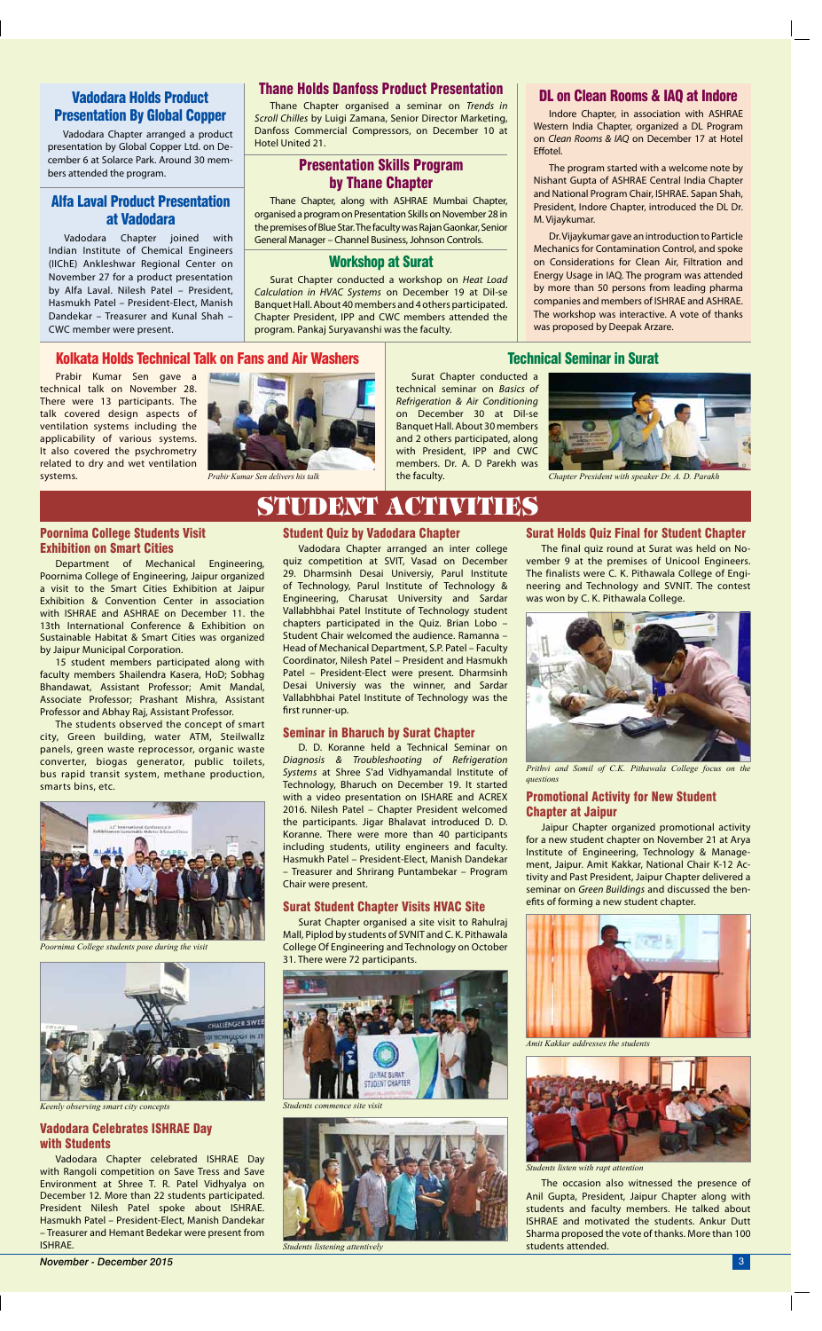## Vadodara Holds Product Presentation By Global Copper

Vadodara Chapter arranged a product presentation by Global Copper Ltd. on December 6 at Solarce Park. Around 30 members attended the program.

## Alfa Laval Product Presentation at Vadodara

Vadodara Chapter joined with Indian Institute of Chemical Engineers (IIChE) Ankleshwar Regional Center on November 27 for a product presentation by Alfa Laval. Nilesh Patel – President, Hasmukh Patel – President-Elect, Manish Dandekar – Treasurer and Kunal Shah – CWC member were present.

## Thane Holds Danfoss Product Presentation

Thane Chapter organised a seminar on *Trends in Scroll Chilles* by Luigi Zamana, Senior Director Marketing, Danfoss Commercial Compressors, on December 10 at Hotel United 21.

## Presentation Skills Program by Thane Chapter

Thane Chapter, along with ASHRAE Mumbai Chapter, organised a program on Presentation Skills on November 28 in the premises of Blue Star. The faculty was Rajan Gaonkar, Senior General Manager – Channel Business, Johnson Controls.

## Workshop at Surat

Surat Chapter conducted a workshop on *Heat Load Calculation in HVAC Systems* on December 19 at Dil-se Banquet Hall. About 40 members and 4 others participated. Chapter President, IPP and CWC members attended the program. Pankaj Suryavanshi was the faculty.

## DL on Clean Rooms & IAQ at Indore

Indore Chapter, in association with ASHRAE Western India Chapter, organized a DL Program on *Clean Rooms & IAQ* on December 17 at Hotel Effotel.

The program started with a welcome note by Nishant Gupta of ASHRAE Central India Chapter and National Program Chair, ISHRAE. Sapan Shah, President, Indore Chapter, introduced the DL Dr. M. Vijaykumar.

Dr. Vijaykumar gave an introduction to Particle Mechanics for Contamination Control, and spoke on Considerations for Clean Air, Filtration and Energy Usage in IAQ. The program was attended by more than 50 persons from leading pharma companies and members of ISHRAE and ASHRAE. The workshop was interactive. A vote of thanks was proposed by Deepak Arzare.

## Kolkata Holds Technical Talk on Fans and Air Washers

Prabir Kumar Sen gave a technical talk on November 28. There were 13 participants. The talk covered design aspects of ventilation systems including the applicability of various systems. It also covered the psychrometry related to dry and wet ventilation systems.

*Prabir Kumar Sen delivers his talk*

## Technical Seminar in Surat

Surat Chapter conducted a technical seminar on *Basics of Refrigeration & Air Conditioning* on December 30 at Dil-se Banquet Hall. About 30 members and 2 others participated, along with President, IPP and CWC members. Dr. A. D Parekh was the faculty.

*Chapter President with speaker Dr. A. D. Parakh*

# STUDENT ACTIVITIES

## Poornima College Students Visit Exhibition on Smart Cities

Department of Mechanical Engineering, Poornima College of Engineering, Jaipur organized a visit to the Smart Cities Exhibition at Jaipur Exhibition & Convention Center in association with ISHRAE and ASHRAE on December 11. the 13th International Conference & Exhibition on Sustainable Habitat & Smart Cities was organized by Jaipur Municipal Corporation.

15 student members participated along with faculty members Shailendra Kasera, HoD; Sobhag Bhandawat, Assistant Professor; Amit Mandal, Associate Professor; Prashant Mishra, Assistant Professor and Abhay Raj, Assistant Professor.

The students observed the concept of smart city, Green building, water ATM, Steilwallz panels, green waste reprocessor, organic waste converter, biogas generator, public toilets, bus rapid transit system, methane production, smarts bins, etc.

*Poornima College students pose during the visit*

*Keenly observing smart city concepts*

## Vadodara Celebrates ISHRAE Day with Students

Vadodara Chapter celebrated ISHRAE Day with Rangoli competition on Save Tress and Save Environment at Shree T. R. Patel Vidhyalya on December 12. More than 22 students participated. President Nilesh Patel spoke about ISHRAE. Hasmukh Patel – President-Elect, Manish Dandekar – Treasurer and Hemant Bedekar were present from ISHRAE.

## Student Quiz by Vadodara Chapter

Vadodara Chapter arranged an inter college quiz competition at SVIT, Vasad on December 29. Dharmsinh Desai Universiy, Parul Institute of Technology, Parul Institute of Technology & Engineering, Charusat University and Sardar Vallabhbhai Patel Institute of Technology student chapters participated in the Quiz. Brian Lobo – Student Chair welcomed the audience. Ramanna – Head of Mechanical Department, S.P. Patel – Faculty Coordinator, Nilesh Patel – President and Hasmukh Patel – President-Elect were present. Dharmsinh Desai Universy was the winner, and Sardar Vallabhbhai Patel Institute of Technology was the first runner-up.

## Seminar in Bharuch by Surat Chapter

D. D. Koranne held a Technical Seminar on *Diagnosis & Troubleshooting of Refrigeration Systems* at Shree S'ad Vidhyamandal Institute of Technology, Bharuch on December 19. It started with a video presentation on ISHARE and ACREX 2016. Nilesh Patel – Chapter President welcomed the participants. Jigar Bhalavat introduced D. D. Koranne. There were more than 40 participants including students, utility engineers and faculty. Hasmukh Patel – President-Elect, Manish Dandekar – Treasurer and Shrirang Puntambekar – Program Chair were present.

## Surat Student Chapter Visits HVAC Site

Surat Chapter organised a site visit to Rahulraj Mall, Piplod by students of SVNIT and C. K. Pithawala College Of Engineering and Technology on October 31. There were 72 participants.

*Students commence site visit*

*Students listening attentively*

## Surat Holds Quiz Final for Student Chapter

The final quiz round at Surat was held on November 9 at the premises of Unicool Engineers. The finalists were C. K. Pithawala College of Engineering and Technology and SVNIT. The contest was won by C. K. Pithawala College.

*Prithvi and Somil of C.K. Pithawala College focus on the questions*

## Promotional Activity for New Student Chapter at Jaipur

Jaipur Chapter organized promotional activity for a new student chapter on November 21 at Arya Institute of Engineering, Technology & Management, Jaipur. Amit Kakkar, National Chair K-12 Activity and Past President, Jaipur Chapter delivered a seminar on *Green Buildings* and discussed the benefits of forming a new student chapter.

*Amit Kakkar addresses the students*

*Students listen with rapt attention*

The occasion also witnessed the presence of Anil Gupta, President, Jaipur Chapter along with students and faculty members. He talked about ISHRAE and motivated the students. Ankur Dutt Sharma proposed the vote of thanks. More than 100 students attended.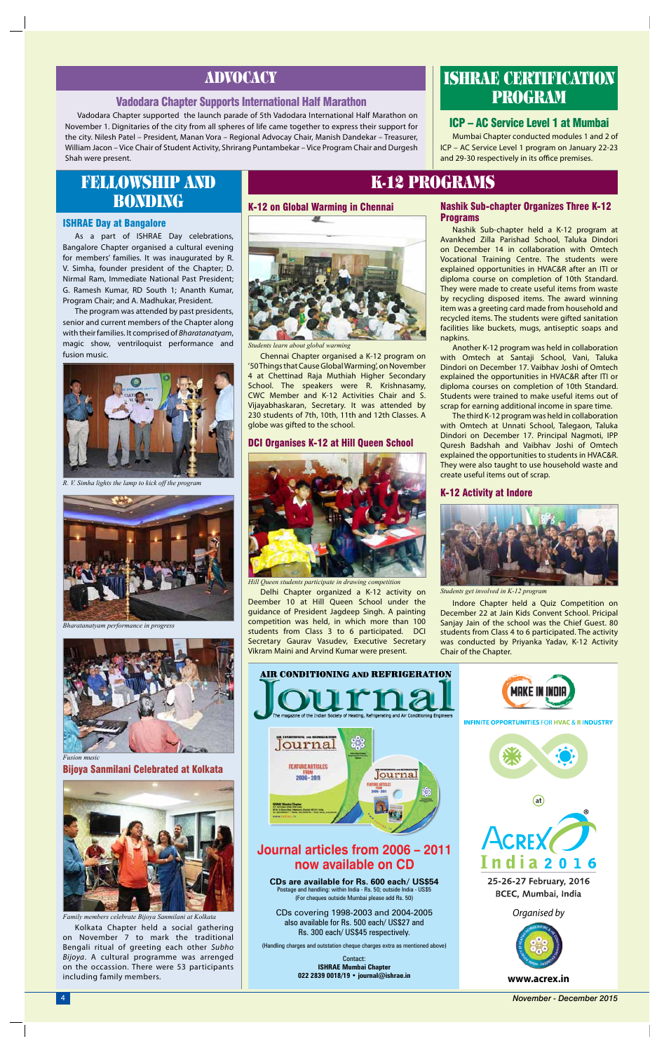# ADVOCACY

## Vadodara Chapter Supports International Half Marathon

Vadodara Chapter supported the launch parade of 5th Vadodara International Half Marathon on November 1. Dignitaries of the city from all spheres of life came together to express their support for the city. Nilesh Patel – President, Manan Vora – Regional Advocay Chair, Manish Dandekar – Treasurer, William Jacon – Vice Chair of Student Activity, Shrirang Puntambekar – Vice Program Chair and Durgesh Shah were present.

# ISHRAE CERTIFICATION PROGRAM

## ICP – AC Service Level 1 at Mumbai

Mumbai Chapter conducted modules 1 and 2 of ICP – AC Service Level 1 program on January 22-23 and 29-30 respectively in its office premises.

# FELLOWSHIP AND BONDING

## ISHRAE Day at Bangalore

As a part of ISHRAE Day celebrations, Bangalore Chapter organised a cultural evening for members' families. It was inaugurated by R. V. Simha, founder president of the Chapter; D. Nirmal Ram, Immediate National Past President; G. Ramesh Kumar, RD South 1; Ananth Kumar, Program Chair; and A. Madhukar, President.

The program was attended by past presidents, senior and current members of the Chapter along with their families. It comprised of *Bharatanatyam*, magic show, ventriloquist performance and fusion music.

*R. V. Simha lights the lamp to kick off the program*

*Bharatanatyam performance in progress*

*Fusion music*

## Bijoya Sanmilani Celebrated at Kolkata

*Family members celebrate Bijoya Sanmilani at Kolkata*

Kolkata Chapter held a social gathering on November 7 to mark the traditional Bengali ritual of greeting each other *Subho Bijoya*. A cultural programme was arranged on the occassion. There were 53 participants including family members.

# K-12 PROGRAMS

## K-12 on Global Warming in Chennai

*Students learn about global warming*

Chennai Chapter organised a K-12 program on '50 Things that Cause Global Warming', on November 4 at Chettinad Raja Muthiah Higher Secondary School. The speakers were R. Krishnasamy, CWC Member and K-12 Activities Chair and S. Vijayabhaskaran, Secretary. It was attended by 230 students of 7th, 10th, 11th and 12th Classes. A globe was gifted to the school.

## DCI Organises K-12 at Hill Queen School

*Hill Queen students participate in drawing competition*

Delhi Chapter organized a K-12 activity on Deember 10 at Hill Queen School under the guidance of President Jagdeep Singh. A painting competition was held, in which more than 100 students from Class 3 to 6 participated. DCI Secretary Gaurav Vasudev, Executive Secretary Vikram Maini and Arvind Kumar were present.

## Nashik Sub-chapter Organizes Three K-12 Programs

Nashik Sub-chapter held a K-12 program at Avankhed Zilla Parishad School, Taluka Dindori on December 14 in collaboration with Omtech Vocational Training Centre. The students were explained opportunities in HVAC&R after an ITI or diploma course on completion of 10th Standard. They were made to create useful items from waste by recycling disposed items. The award winning item was a greeting card made from household and recycled items. The students were gifted sanitation facilities like buckets, mugs, antiseptic soaps and napkins.

Another K-12 program was held in collaboration with Omtech at Santaji School, Vani, Taluka Dindori on December 17. Vaibhav Joshi of Omtech explained the opportunities in HVAC&R after ITI or diploma courses on completion of 10th Standard. Students were trained to make useful items out of scrap for earning additional income in spare time.

The third K-12 program was held in collaboration with Omtech at Unnati School, Talegaon, Taluka Dindori on December 17. Principal Nagmoti, IPP Quresh Badshah and Vaibhav Joshi of Omtech explained the opportunities to students in HVAC&R. They were also taught to use household waste and create useful items out of scrap.

## K-12 Activity at Indore

*Students get involved in K-12 program*

Indore Chapter held a Quiz Competition on December 22 at Jain Kids Convent School. Pricipal Sanjay Jain of the school was the Chief Guest. 80 students from Class 4 to 6 participated. The activity was conducted by Priyanka Yadav, K-12 Activity Chair of the Chapter.

---

AIR CONDITIONING AND REFRIGERATION

**Journal**

The magazine of the Indian Society of Heating, Refrigerating and Air Conditioning Engineers

## Journal articles from 2006 – 2011 now available on CD

**CDs are available for Rs. 600 each/ US$54**
Postage and handling: within India - Rs. 50; outside India - US$5
(For cheques outside Mumbai please add Rs. 50)

CDs covering 1998-2003 and 2004-2005 also available for Rs. 500 each/ US$27 and Rs. 300 each/ US$45 respectively.

(Handling charges and outstation cheque charges extra as mentioned above)

Contact:
**ISHRAE Mumbai Chapter**
**022 2839 0018/19 • journal@ishrae.in**

---

MAKE IN INDIA

INFINITE OPPORTUNITIES FOR HVAC & R INDUSTRY

(at)

ACREX India 2016

25-26-27 February, 2016
BCEC, Mumbai, India

*Organised by*

www.acrex.in